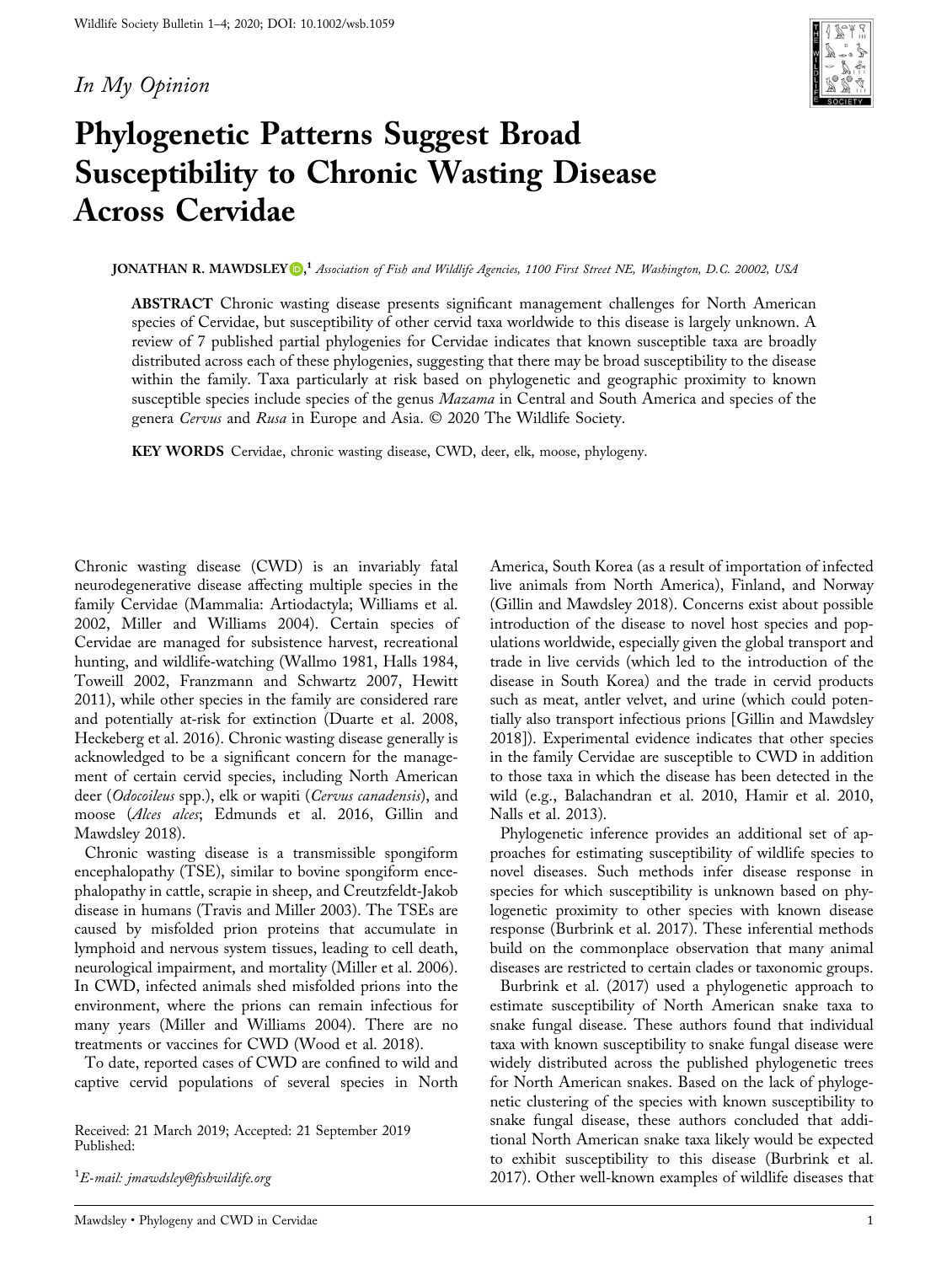*In My Opinion*

# Phylogenetic Patterns Suggest Broad Susceptibility to Chronic Wasting Disease Across Cervidae

**JONATHAN R. MAWDSLEY**,[1] *Association of Fish and Wildlife Agencies, 1100 First Street NE, Washington, D.C. 20002, USA*

**ABSTRACT** Chronic wasting disease presents significant management challenges for North American species of Cervidae, but susceptibility of other cervid taxa worldwide to this disease is largely unknown. A review of 7 published partial phylogenies for Cervidae indicates that known susceptible taxa are broadly distributed across each of these phylogenies, suggesting that there may be broad susceptibility to the disease within the family. Taxa particularly at risk based on phylogenetic and geographic proximity to known susceptible species include species of the genus *Mazama* in Central and South America and species of the genera *Cervus* and *Rusa* in Europe and Asia. © 2020 The Wildlife Society.

**KEY WORDS** Cervidae, chronic wasting disease, CWD, deer, elk, moose, phylogeny.

Chronic wasting disease (CWD) is an invariably fatal neurodegenerative disease affecting multiple species in the family Cervidae (Mammalia: Artiodactyla; Williams et al. 2002, Miller and Williams 2004). Certain species of Cervidae are managed for subsistence harvest, recreational hunting, and wildlife-watching (Wallmo 1981, Halls 1984, Toweill 2002, Franzmann and Schwartz 2007, Hewitt 2011), while other species in the family are considered rare and potentially at-risk for extinction (Duarte et al. 2008, Heckeberg et al. 2016). Chronic wasting disease generally is acknowledged to be a significant concern for the management of certain cervid species, including North American deer (*Odocoileus* spp.), elk or wapiti (*Cervus canadensis*), and moose (*Alces alces*; Edmunds et al. 2016, Gillin and Mawdsley 2018).

Chronic wasting disease is a transmissible spongiform encephalopathy (TSE), similar to bovine spongiform encephalopathy in cattle, scrapie in sheep, and Creutzfeldt-Jakob disease in humans (Travis and Miller 2003). The TSEs are caused by misfolded prion proteins that accumulate in lymphoid and nervous system tissues, leading to cell death, neurological impairment, and mortality (Miller et al. 2006). In CWD, infected animals shed misfolded prions into the environment, where the prions can remain infectious for many years (Miller and Williams 2004). There are no treatments or vaccines for CWD (Wood et al. 2018).

To date, reported cases of CWD are confined to wild and captive cervid populations of several species in North America, South Korea (as a result of importation of infected live animals from North America), Finland, and Norway (Gillin and Mawdsley 2018). Concerns exist about possible introduction of the disease to novel host species and populations worldwide, especially given the global transport and trade in live cervids (which led to the introduction of the disease in South Korea) and the trade in cervid products such as meat, antler velvet, and urine (which could potentially also transport infectious prions [Gillin and Mawdsley 2018]). Experimental evidence indicates that other species in the family Cervidae are susceptible to CWD in addition to those taxa in which the disease has been detected in the wild (e.g., Balachandran et al. 2010, Hamir et al. 2010, Nalls et al. 2013).

Phylogenetic inference provides an additional set of approaches for estimating susceptibility of wildlife species to novel diseases. Such methods infer disease response in species for which susceptibility is unknown based on phylogenetic proximity to other species with known disease response (Burbrink et al. 2017). These inferential methods build on the commonplace observation that many animal diseases are restricted to certain clades or taxonomic groups.

Burbrink et al. (2017) used a phylogenetic approach to estimate susceptibility of North American snake taxa to snake fungal disease. These authors found that individual taxa with known susceptibility to snake fungal disease were widely distributed across the published phylogenetic trees for North American snakes. Based on the lack of phylogenetic clustering of the species with known susceptibility to snake fungal disease, these authors concluded that additional North American snake taxa likely would be expected to exhibit susceptibility to this disease (Burbrink et al. 2017). Other well-known examples of wildlife diseases that

Received: 21 March 2019; Accepted: 21 September 2019
Published:

[1]*E-mail: jmawdsley@fishwildife.org*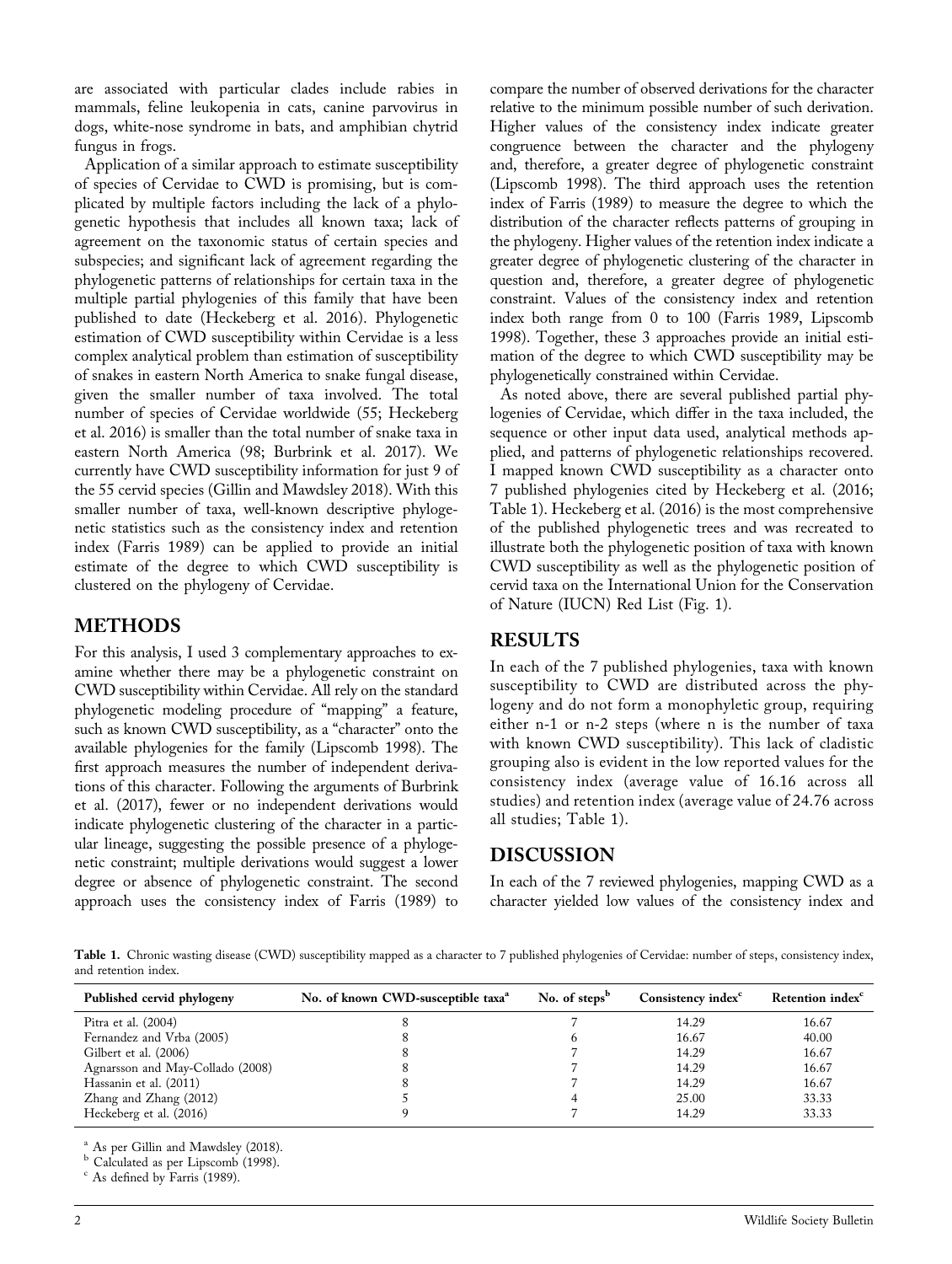are associated with particular clades include rabies in mammals, feline leukopenia in cats, canine parvovirus in dogs, white-nose syndrome in bats, and amphibian chytrid fungus in frogs.

Application of a similar approach to estimate susceptibility of species of Cervidae to CWD is promising, but is complicated by multiple factors including the lack of a phylogenetic hypothesis that includes all known taxa; lack of agreement on the taxonomic status of certain species and subspecies; and significant lack of agreement regarding the phylogenetic patterns of relationships for certain taxa in the multiple partial phylogenies of this family that have been published to date (Heckeberg et al. 2016). Phylogenetic estimation of CWD susceptibility within Cervidae is a less complex analytical problem than estimation of susceptibility of snakes in eastern North America to snake fungal disease, given the smaller number of taxa involved. The total number of species of Cervidae worldwide (55; Heckeberg et al. 2016) is smaller than the total number of snake taxa in eastern North America (98; Burbrink et al. 2017). We currently have CWD susceptibility information for just 9 of the 55 cervid species (Gillin and Mawdsley 2018). With this smaller number of taxa, well-known descriptive phylogenetic statistics such as the consistency index and retention index (Farris 1989) can be applied to provide an initial estimate of the degree to which CWD susceptibility is clustered on the phylogeny of Cervidae.

## METHODS

For this analysis, I used 3 complementary approaches to examine whether there may be a phylogenetic constraint on CWD susceptibility within Cervidae. All rely on the standard phylogenetic modeling procedure of "mapping" a feature, such as known CWD susceptibility, as a "character" onto the available phylogenies for the family (Lipscomb 1998). The first approach measures the number of independent derivations of this character. Following the arguments of Burbrink et al. (2017), fewer or no independent derivations would indicate phylogenetic clustering of the character in a particular lineage, suggesting the possible presence of a phylogenetic constraint; multiple derivations would suggest a lower degree or absence of phylogenetic constraint. The second approach uses the consistency index of Farris (1989) to compare the number of observed derivations for the character relative to the minimum possible number of such derivation. Higher values of the consistency index indicate greater congruence between the character and the phylogeny and, therefore, a greater degree of phylogenetic constraint (Lipscomb 1998). The third approach uses the retention index of Farris (1989) to measure the degree to which the distribution of the character reflects patterns of grouping in the phylogeny. Higher values of the retention index indicate a greater degree of phylogenetic clustering of the character in question and, therefore, a greater degree of phylogenetic constraint. Values of the consistency index and retention index both range from 0 to 100 (Farris 1989, Lipscomb 1998). Together, these 3 approaches provide an initial estimation of the degree to which CWD susceptibility may be phylogenetically constrained within Cervidae.

As noted above, there are several published partial phylogenies of Cervidae, which differ in the taxa included, the sequence or other input data used, analytical methods applied, and patterns of phylogenetic relationships recovered. I mapped known CWD susceptibility as a character onto 7 published phylogenies cited by Heckeberg et al. (2016; Table 1). Heckeberg et al. (2016) is the most comprehensive of the published phylogenetic trees and was recreated to illustrate both the phylogenetic position of taxa with known CWD susceptibility as well as the phylogenetic position of cervid taxa on the International Union for the Conservation of Nature (IUCN) Red List (Fig. 1).

## RESULTS

In each of the 7 published phylogenies, taxa with known susceptibility to CWD are distributed across the phylogeny and do not form a monophyletic group, requiring either n-1 or n-2 steps (where n is the number of taxa with known CWD susceptibility). This lack of cladistic grouping also is evident in the low reported values for the consistency index (average value of 16.16 across all studies) and retention index (average value of 24.76 across all studies; Table 1).

## DISCUSSION

In each of the 7 reviewed phylogenies, mapping CWD as a character yielded low values of the consistency index and

**Table 1.** Chronic wasting disease (CWD) susceptibility mapped as a character to 7 published phylogenies of Cervidae: number of steps, consistency index, and retention index.

| Published cervid phylogeny | No. of known CWD-susceptible taxa[a] | No. of steps[b] | Consistency index[c] | Retention index[c] |
|---|---|---|---|---|
| Pitra et al. (2004) | 8 | 7 | 14.29 | 16.67 |
| Fernandez and Vrba (2005) | 8 | 6 | 16.67 | 40.00 |
| Gilbert et al. (2006) | 8 | 7 | 14.29 | 16.67 |
| Agnarsson and May-Collado (2008) | 8 | 7 | 14.29 | 16.67 |
| Hassanin et al. (2011) | 8 | 7 | 14.29 | 16.67 |
| Zhang and Zhang (2012) | 5 | 4 | 25.00 | 33.33 |
| Heckeberg et al. (2016) | 9 | 7 | 14.29 | 33.33 |

[a] As per Gillin and Mawdsley (2018).
[b] Calculated as per Lipscomb (1998).
[c] As defined by Farris (1989).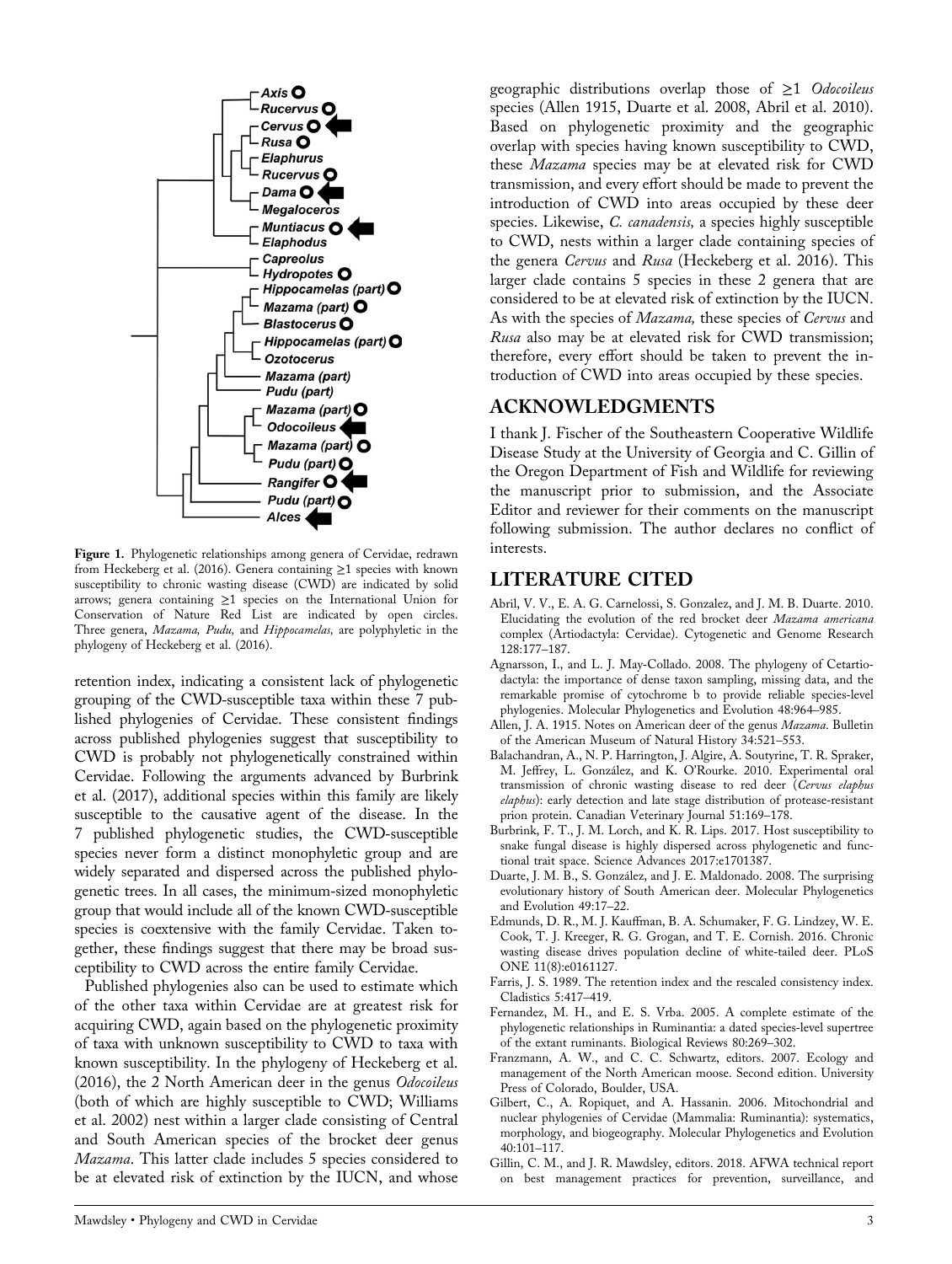Figure 1. Phylogenetic relationships among genera of Cervidae, redrawn from Heckeberg et al. (2016). Genera containing ≥1 species with known susceptibility to chronic wasting disease (CWD) are indicated by solid arrows; genera containing ≥1 species on the International Union for Conservation of Nature Red List are indicated by open circles. Three genera, *Mazama, Pudu,* and *Hippocamelas,* are polyphyletic in the phylogeny of Heckeberg et al. (2016).

retention index, indicating a consistent lack of phylogenetic grouping of the CWD-susceptible taxa within these 7 published phylogenies of Cervidae. These consistent findings across published phylogenies suggest that susceptibility to CWD is probably not phylogenetically constrained within Cervidae. Following the arguments advanced by Burbrink et al. (2017), additional species within this family are likely susceptible to the causative agent of the disease. In the 7 published phylogenetic studies, the CWD-susceptible species never form a distinct monophyletic group and are widely separated and dispersed across the published phylogenetic trees. In all cases, the minimum-sized monophyletic group that would include all of the known CWD-susceptible species is coextensive with the family Cervidae. Taken together, these findings suggest that there may be broad susceptibility to CWD across the entire family Cervidae.

Published phylogenies also can be used to estimate which of the other taxa within Cervidae are at greatest risk for acquiring CWD, again based on the phylogenetic proximity of taxa with unknown susceptibility to CWD to taxa with known susceptibility. In the phylogeny of Heckeberg et al. (2016), the 2 North American deer in the genus *Odocoileus* (both of which are highly susceptible to CWD; Williams et al. 2002) nest within a larger clade consisting of Central and South American species of the brocket deer genus *Mazama*. This latter clade includes 5 species considered to be at elevated risk of extinction by the IUCN, and whose geographic distributions overlap those of ≥1 *Odocoileus* species (Allen 1915, Duarte et al. 2008, Abril et al. 2010). Based on phylogenetic proximity and the geographic overlap with species having known susceptibility to CWD, these *Mazama* species may be at elevated risk for CWD transmission, and every effort should be made to prevent the introduction of CWD into areas occupied by these deer species. Likewise, *C. canadensis,* a species highly susceptible to CWD, nests within a larger clade containing species of the genera *Cervus* and *Rusa* (Heckeberg et al. 2016). This larger clade contains 5 species in these 2 genera that are considered to be at elevated risk of extinction by the IUCN. As with the species of *Mazama,* these species of *Cervus* and *Rusa* also may be at elevated risk for CWD transmission; therefore, every effort should be taken to prevent the introduction of CWD into areas occupied by these species.

## ACKNOWLEDGMENTS

I thank J. Fischer of the Southeastern Cooperative Wildlife Disease Study at the University of Georgia and C. Gillin of the Oregon Department of Fish and Wildlife for reviewing the manuscript prior to submission, and the Associate Editor and reviewer for their comments on the manuscript following submission. The author declares no conflict of interests.

## LITERATURE CITED

Abril, V. V., E. A. G. Carnelossi, S. Gonzalez, and J. M. B. Duarte. 2010. Elucidating the evolution of the red brocket deer *Mazama americana* complex (Artiodactyla: Cervidae). Cytogenetic and Genome Research 128:177–187.

Agnarsson, I., and L. J. May-Collado. 2008. The phylogeny of Cetartiodactyla: the importance of dense taxon sampling, missing data, and the remarkable promise of cytochrome b to provide reliable species-level phylogenies. Molecular Phylogenetics and Evolution 48:964–985.

Allen, J. A. 1915. Notes on American deer of the genus *Mazama*. Bulletin of the American Museum of Natural History 34:521–553.

Balachandran, A., N. P. Harrington, J. Algire, A. Soutyrine, T. R. Spraker, M. Jeffrey, L. González, and K. O'Rourke. 2010. Experimental oral transmission of chronic wasting disease to red deer (*Cervus elaphus elaphus*): early detection and late stage distribution of protease-resistant prion protein. Canadian Veterinary Journal 51:169–178.

Burbrink, F. T., J. M. Lorch, and K. R. Lips. 2017. Host susceptibility to snake fungal disease is highly dispersed across phylogenetic and functional trait space. Science Advances 2017:e1701387.

Duarte, J. M. B., S. González, and J. E. Maldonado. 2008. The surprising evolutionary history of South American deer. Molecular Phylogenetics and Evolution 49:17–22.

Edmunds, D. R., M. J. Kauffman, B. A. Schumaker, F. G. Lindzey, W. E. Cook, T. J. Kreeger, R. G. Grogan, and T. E. Cornish. 2016. Chronic wasting disease drives population decline of white-tailed deer. PLoS ONE 11(8):e0161127.

Farris, J. S. 1989. The retention index and the rescaled consistency index. Cladistics 5:417–419.

Fernandez, M. H., and E. S. Vrba. 2005. A complete estimate of the phylogenetic relationships in Ruminantia: a dated species-level supertree of the extant ruminants. Biological Reviews 80:269–302.

Franzmann, A. W., and C. C. Schwartz, editors. 2007. Ecology and management of the North American moose. Second edition. University Press of Colorado, Boulder, USA.

Gilbert, C., A. Ropiquet, and A. Hassanin. 2006. Mitochondrial and nuclear phylogenies of Cervidae (Mammalia: Ruminantia): systematics, morphology, and biogeography. Molecular Phylogenetics and Evolution 40:101–117.

Gillin, C. M., and J. R. Mawdsley, editors. 2018. AFWA technical report on best management practices for prevention, surveillance, and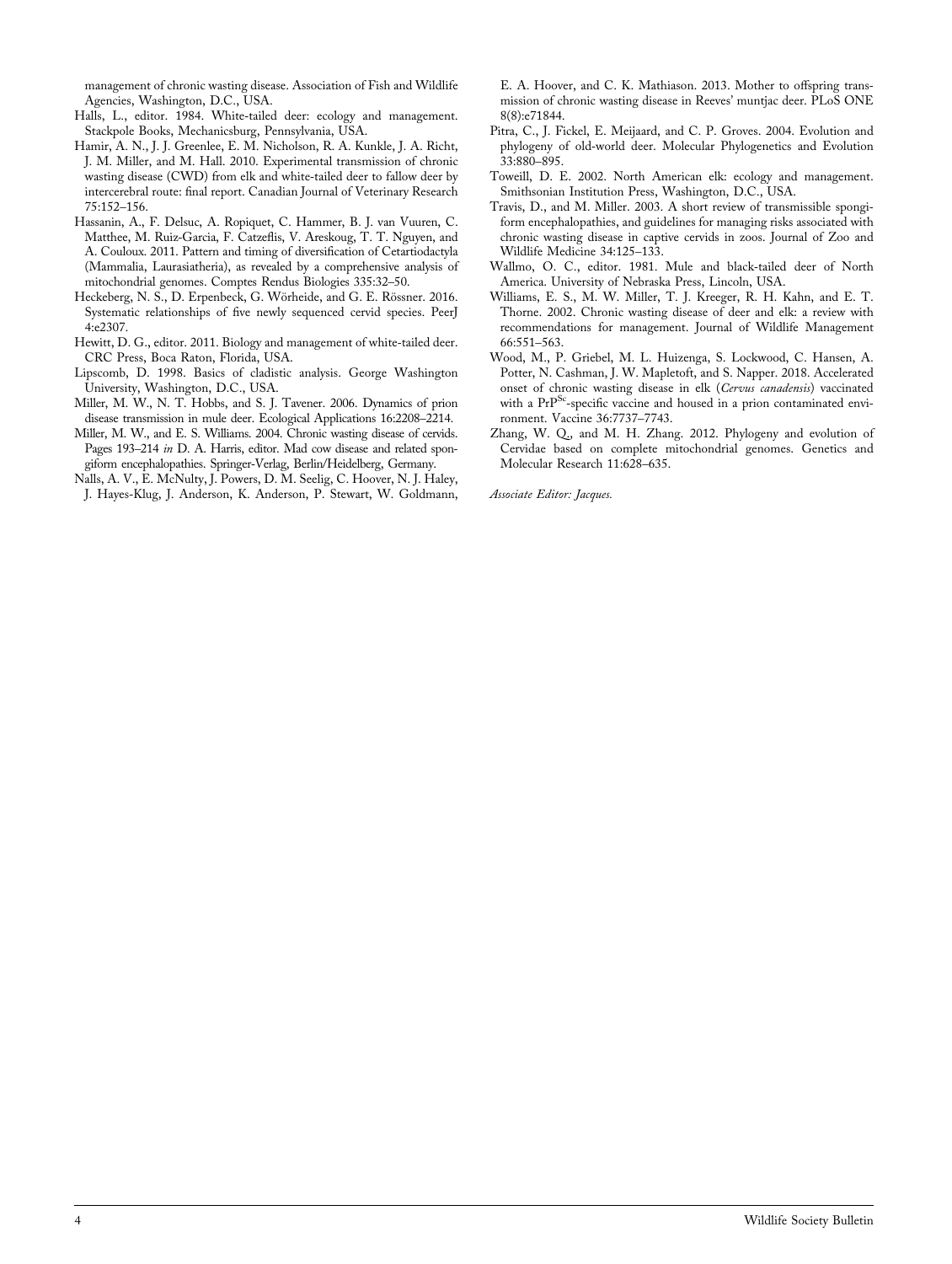management of chronic wasting disease. Association of Fish and Wildlife Agencies, Washington, D.C., USA.

Halls, L., editor. 1984. White-tailed deer: ecology and management. Stackpole Books, Mechanicsburg, Pennsylvania, USA.

Hamir, A. N., J. J. Greenlee, E. M. Nicholson, R. A. Kunkle, J. A. Richt, J. M. Miller, and M. Hall. 2010. Experimental transmission of chronic wasting disease (CWD) from elk and white-tailed deer to fallow deer by intercerebral route: final report. Canadian Journal of Veterinary Research 75:152–156.

Hassanin, A., F. Delsuc, A. Ropiquet, C. Hammer, B. J. van Vuuren, C. Matthee, M. Ruiz-Garcia, F. Catzeflis, V. Areskoug, T. T. Nguyen, and A. Couloux. 2011. Pattern and timing of diversification of Cetartiodactyla (Mammalia, Laurasiatheria), as revealed by a comprehensive analysis of mitochondrial genomes. Comptes Rendus Biologies 335:32–50.

Heckeberg, N. S., D. Erpenbeck, G. Wörheide, and G. E. Rössner. 2016. Systematic relationships of five newly sequenced cervid species. PeerJ 4:e2307.

Hewitt, D. G., editor. 2011. Biology and management of white-tailed deer. CRC Press, Boca Raton, Florida, USA.

Lipscomb, D. 1998. Basics of cladistic analysis. George Washington University, Washington, D.C., USA.

Miller, M. W., N. T. Hobbs, and S. J. Tavener. 2006. Dynamics of prion disease transmission in mule deer. Ecological Applications 16:2208–2214.

Miller, M. W., and E. S. Williams. 2004. Chronic wasting disease of cervids. Pages 193–214 *in* D. A. Harris, editor. Mad cow disease and related spongiform encephalopathies. Springer-Verlag, Berlin/Heidelberg, Germany.

Nalls, A. V., E. McNulty, J. Powers, D. M. Seelig, C. Hoover, N. J. Haley, J. Hayes-Klug, J. Anderson, K. Anderson, P. Stewart, W. Goldmann, E. A. Hoover, and C. K. Mathiason. 2013. Mother to offspring transmission of chronic wasting disease in Reeves' muntjac deer. PLoS ONE 8(8):e71844.

Pitra, C., J. Fickel, E. Meijaard, and C. P. Groves. 2004. Evolution and phylogeny of old-world deer. Molecular Phylogenetics and Evolution 33:880–895.

Toweill, D. E. 2002. North American elk: ecology and management. Smithsonian Institution Press, Washington, D.C., USA.

Travis, D., and M. Miller. 2003. A short review of transmissible spongiform encephalopathies, and guidelines for managing risks associated with chronic wasting disease in captive cervids in zoos. Journal of Zoo and Wildlife Medicine 34:125–133.

Wallmo, O. C., editor. 1981. Mule and black-tailed deer of North America. University of Nebraska Press, Lincoln, USA.

Williams, E. S., M. W. Miller, T. J. Kreeger, R. H. Kahn, and E. T. Thorne. 2002. Chronic wasting disease of deer and elk: a review with recommendations for management. Journal of Wildlife Management 66:551–563.

Wood, M., P. Griebel, M. L. Huizenga, S. Lockwood, C. Hansen, A. Potter, N. Cashman, J. W. Mapletoft, and S. Napper. 2018. Accelerated onset of chronic wasting disease in elk (*Cervus canadensis*) vaccinated with a $PrP^{Sc}$-specific vaccine and housed in a prion contaminated environment. Vaccine 36:7737–7743.

Zhang, W. Q., and M. H. Zhang. 2012. Phylogeny and evolution of Cervidae based on complete mitochondrial genomes. Genetics and Molecular Research 11:628–635.

*Associate Editor: Jacques.*